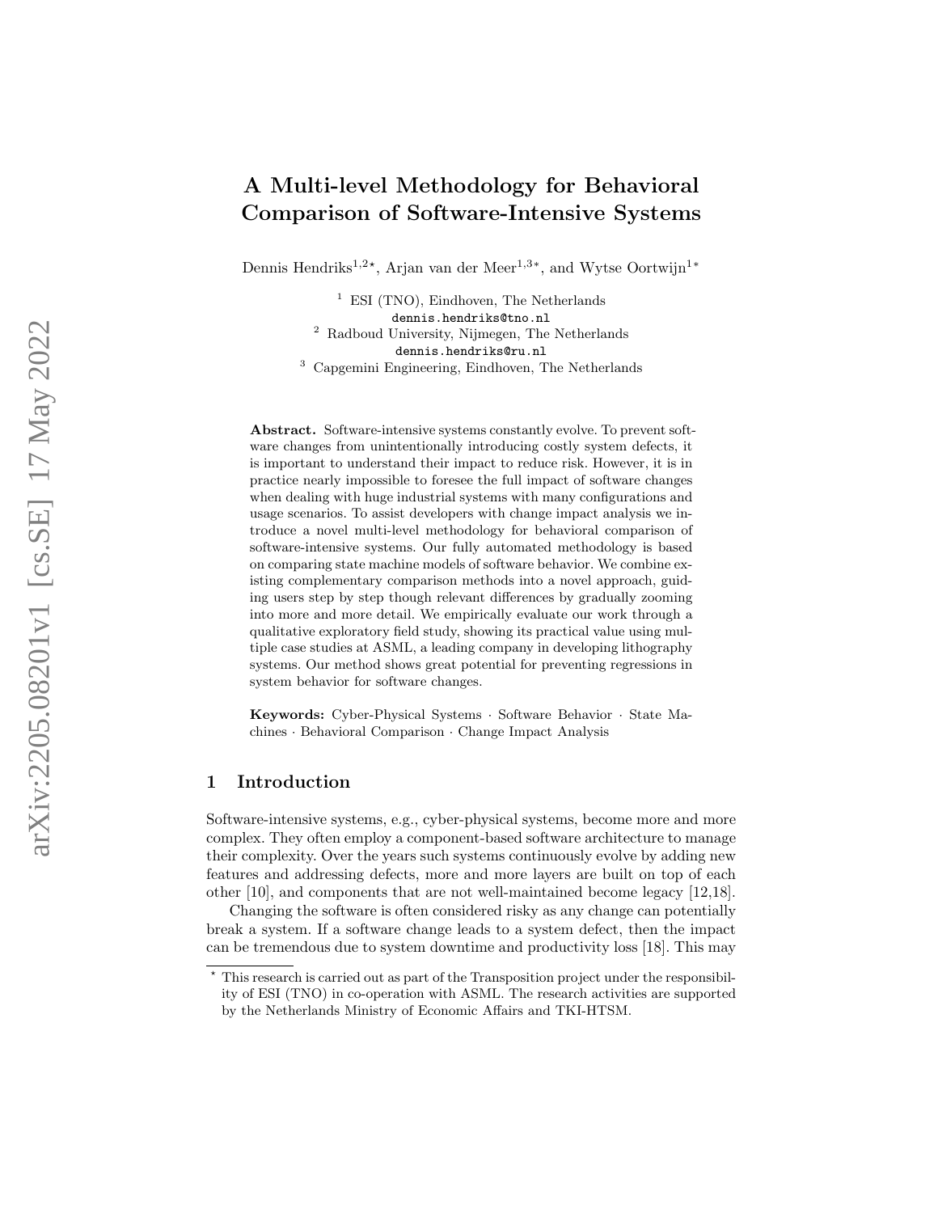# A Multi-level Methodology for Behavioral Comparison of Software-Intensive Systems

Dennis Hendriks[1,2*], Arjan van der Meer[1,3*], and Wytse Oortwijn[1*]

[1] ESI (TNO), Eindhoven, The Netherlands
dennis.hendriks@tno.nl
[2] Radboud University, Nijmegen, The Netherlands
dennis.hendriks@ru.nl
[3] Capgemini Engineering, Eindhoven, The Netherlands

**Abstract.** Software-intensive systems constantly evolve. To prevent software changes from unintentionally introducing costly system defects, it is important to understand their impact to reduce risk. However, it is in practice nearly impossible to foresee the full impact of software changes when dealing with huge industrial systems with many configurations and usage scenarios. To assist developers with change impact analysis we introduce a novel multi-level methodology for behavioral comparison of software-intensive systems. Our fully automated methodology is based on comparing state machine models of software behavior. We combine existing complementary comparison methods into a novel approach, guiding users step by step though relevant differences by gradually zooming into more and more detail. We empirically evaluate our work through a qualitative exploratory field study, showing its practical value using multiple case studies at ASML, a leading company in developing lithography systems. Our method shows great potential for preventing regressions in system behavior for software changes.

**Keywords:** Cyber-Physical Systems · Software Behavior · State Machines · Behavioral Comparison · Change Impact Analysis

## 1 Introduction

Software-intensive systems, e.g., cyber-physical systems, become more and more complex. They often employ a component-based software architecture to manage their complexity. Over the years such systems continuously evolve by adding new features and addressing defects, more and more layers are built on top of each other [10], and components that are not well-maintained become legacy [12,18].

Changing the software is often considered risky as any change can potentially break a system. If a software change leads to a system defect, then the impact can be tremendous due to system downtime and productivity loss [18]. This may

* This research is carried out as part of the Transposition project under the responsibility of ESI (TNO) in co-operation with ASML. The research activities are supported by the Netherlands Ministry of Economic Affairs and TKI-HTSM.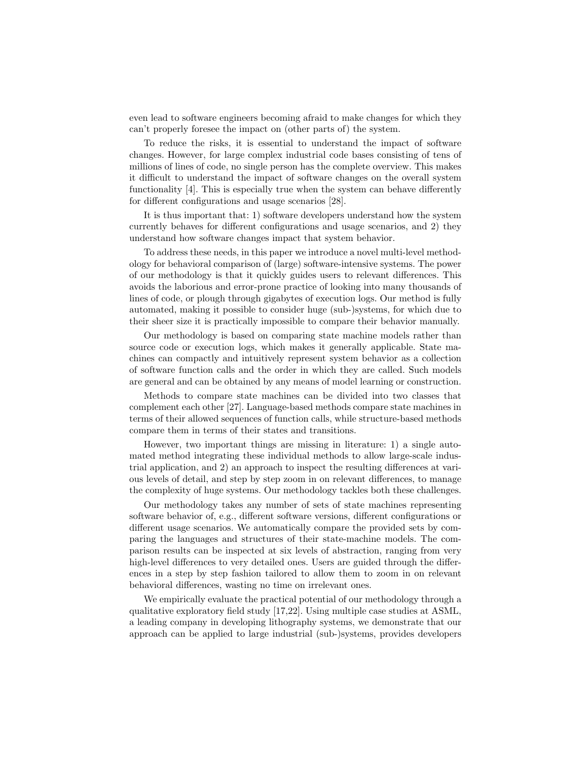even lead to software engineers becoming afraid to make changes for which they can't properly foresee the impact on (other parts of) the system.

To reduce the risks, it is essential to understand the impact of software changes. However, for large complex industrial code bases consisting of tens of millions of lines of code, no single person has the complete overview. This makes it difficult to understand the impact of software changes on the overall system functionality [4]. This is especially true when the system can behave differently for different configurations and usage scenarios [28].

It is thus important that: 1) software developers understand how the system currently behaves for different configurations and usage scenarios, and 2) they understand how software changes impact that system behavior.

To address these needs, in this paper we introduce a novel multi-level methodology for behavioral comparison of (large) software-intensive systems. The power of our methodology is that it quickly guides users to relevant differences. This avoids the laborious and error-prone practice of looking into many thousands of lines of code, or plough through gigabytes of execution logs. Our method is fully automated, making it possible to consider huge (sub-)systems, for which due to their sheer size it is practically impossible to compare their behavior manually.

Our methodology is based on comparing state machine models rather than source code or execution logs, which makes it generally applicable. State machines can compactly and intuitively represent system behavior as a collection of software function calls and the order in which they are called. Such models are general and can be obtained by any means of model learning or construction.

Methods to compare state machines can be divided into two classes that complement each other [27]. Language-based methods compare state machines in terms of their allowed sequences of function calls, while structure-based methods compare them in terms of their states and transitions.

However, two important things are missing in literature: 1) a single automated method integrating these individual methods to allow large-scale industrial application, and 2) an approach to inspect the resulting differences at various levels of detail, and step by step zoom in on relevant differences, to manage the complexity of huge systems. Our methodology tackles both these challenges.

Our methodology takes any number of sets of state machines representing software behavior of, e.g., different software versions, different configurations or different usage scenarios. We automatically compare the provided sets by comparing the languages and structures of their state-machine models. The comparison results can be inspected at six levels of abstraction, ranging from very high-level differences to very detailed ones. Users are guided through the differences in a step by step fashion tailored to allow them to zoom in on relevant behavioral differences, wasting no time on irrelevant ones.

We empirically evaluate the practical potential of our methodology through a qualitative exploratory field study [17,22]. Using multiple case studies at ASML, a leading company in developing lithography systems, we demonstrate that our approach can be applied to large industrial (sub-)systems, provides developers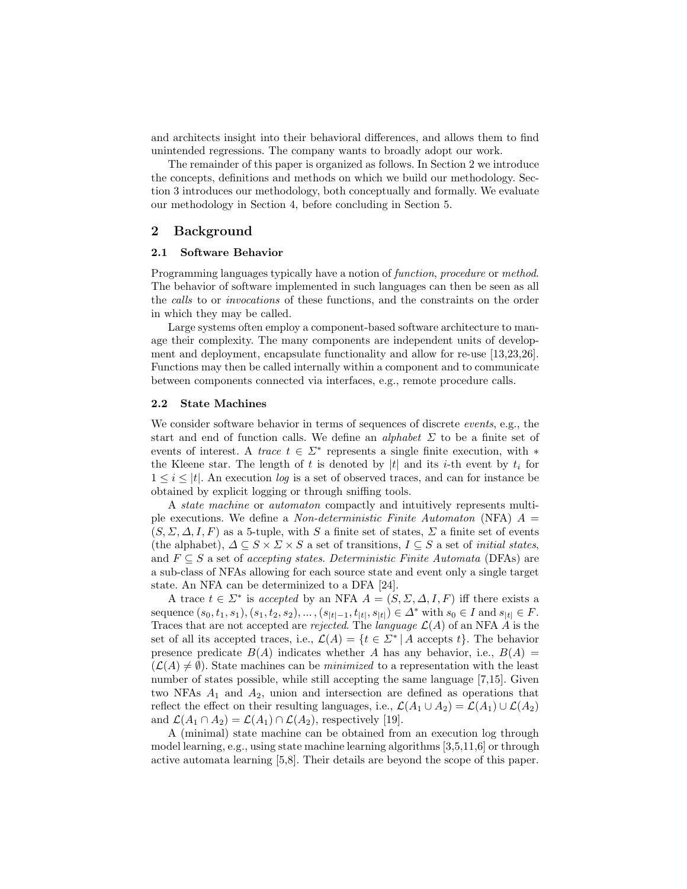and architects insight into their behavioral differences, and allows them to find unintended regressions. The company wants to broadly adopt our work.

The remainder of this paper is organized as follows. In Section 2 we introduce the concepts, definitions and methods on which we build our methodology. Section 3 introduces our methodology, both conceptually and formally. We evaluate our methodology in Section 4, before concluding in Section 5.

## 2 Background

### 2.1 Software Behavior

Programming languages typically have a notion of *function*, *procedure* or *method*. The behavior of software implemented in such languages can then be seen as all the *calls* to or *invocations* of these functions, and the constraints on the order in which they may be called.

Large systems often employ a component-based software architecture to manage their complexity. The many components are independent units of development and deployment, encapsulate functionality and allow for re-use [13,23,26]. Functions may then be called internally within a component and to communicate between components connected via interfaces, e.g., remote procedure calls.

### 2.2 State Machines

We consider software behavior in terms of sequences of discrete *events*, e.g., the start and end of function calls. We define an *alphabet* $\Sigma$ to be a finite set of events of interest. A *trace* $t \in \Sigma^*$ represents a single finite execution, with $*$ the Kleene star. The length of $t$ is denoted by $|t|$ and its $i$-th event by $t_i$ for $1 \leq i \leq |t|$. An execution *log* is a set of observed traces, and can for instance be obtained by explicit logging or through sniffing tools.

A *state machine* or *automaton* compactly and intuitively represents multiple executions. We define a *Non-deterministic Finite Automaton* (NFA) $A = (S, \Sigma, \Delta, I, F)$ as a 5-tuple, with $S$ a finite set of states, $\Sigma$ a finite set of events (the alphabet), $\Delta \subseteq S \times \Sigma \times S$ a set of transitions, $I \subseteq S$ a set of *initial states*, and $F \subseteq S$ a set of *accepting states*. *Deterministic Finite Automata* (DFAs) are a sub-class of NFAs allowing for each source state and event only a single target state. An NFA can be determinized to a DFA [24].

A trace $t \in \Sigma^*$ is *accepted* by an NFA $A = (S, \Sigma, \Delta, I, F)$ iff there exists a sequence $(s_0, t_1, s_1), (s_1, t_2, s_2), ..., (s_{|t|-1}, t_{|t|}, s_{|t|}) \in \Delta^*$ with $s_0 \in I$ and $s_{|t|} \in F$. Traces that are not accepted are *rejected*. The *language* $\mathcal{L}(A)$ of an NFA $A$ is the set of all its accepted traces, i.e., $\mathcal{L}(A) = \{t \in \Sigma^* \mid A \text{ accepts } t\}$. The behavior presence predicate $B(A)$ indicates whether $A$ has any behavior, i.e., $B(A) = (\mathcal{L}(A) \neq \emptyset)$. State machines can be *minimized* to a representation with the least number of states possible, while still accepting the same language [7,15]. Given two NFAs $A_1$ and $A_2$, union and intersection are defined as operations that reflect the effect on their resulting languages, i.e., $\mathcal{L}(A_1 \cup A_2) = \mathcal{L}(A_1) \cup \mathcal{L}(A_2)$ and $\mathcal{L}(A_1 \cap A_2) = \mathcal{L}(A_1) \cap \mathcal{L}(A_2)$, respectively [19].

A (minimal) state machine can be obtained from an execution log through model learning, e.g., using state machine learning algorithms [3,5,11,6] or through active automata learning [5,8]. Their details are beyond the scope of this paper.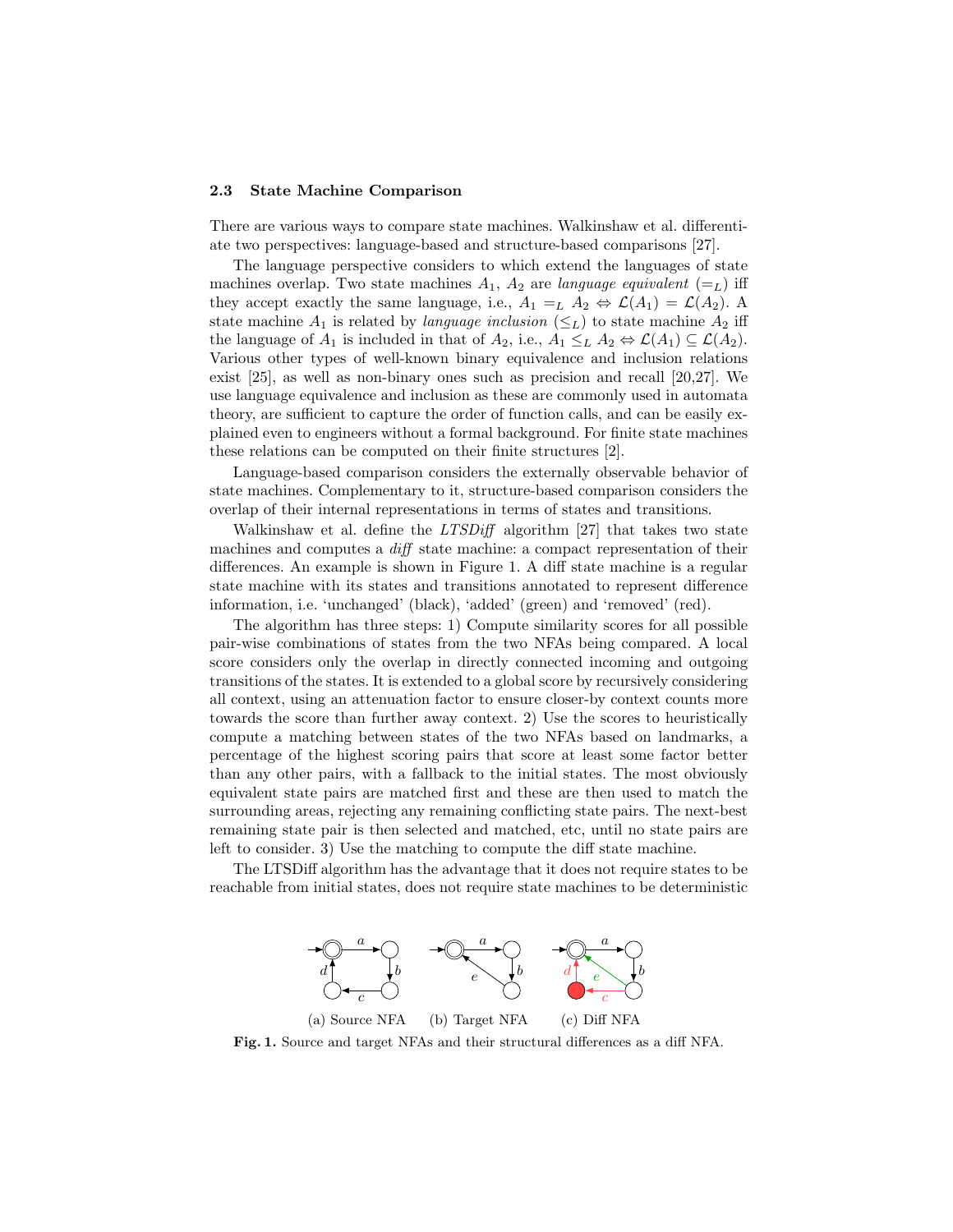### 2.3 State Machine Comparison

There are various ways to compare state machines. Walkinshaw et al. differentiate two perspectives: language-based and structure-based comparisons [27].

The language perspective considers to which extend the languages of state machines overlap. Two state machines $A_1$, $A_2$ are *language equivalent* ($=_L$) iff they accept exactly the same language, i.e., $A_1 =_L A_2 \Leftrightarrow \mathcal{L}(A_1) = \mathcal{L}(A_2)$. A state machine $A_1$ is related by *language inclusion* ($\leq_L$) to state machine $A_2$ iff the language of $A_1$ is included in that of $A_2$, i.e., $A_1 \leq_L A_2 \Leftrightarrow \mathcal{L}(A_1) \subseteq \mathcal{L}(A_2)$. Various other types of well-known binary equivalence and inclusion relations exist [25], as well as non-binary ones such as precision and recall [20,27]. We use language equivalence and inclusion as these are commonly used in automata theory, are sufficient to capture the order of function calls, and can be easily explained even to engineers without a formal background. For finite state machines these relations can be computed on their finite structures [2].

Language-based comparison considers the externally observable behavior of state machines. Complementary to it, structure-based comparison considers the overlap of their internal representations in terms of states and transitions.

Walkinshaw et al. define the *LTSDiff* algorithm [27] that takes two state machines and computes a *diff* state machine: a compact representation of their differences. An example is shown in Figure 1. A diff state machine is a regular state machine with its states and transitions annotated to represent difference information, i.e. 'unchanged' (black), 'added' (green) and 'removed' (red).

The algorithm has three steps: 1) Compute similarity scores for all possible pair-wise combinations of states from the two NFAs being compared. A local score considers only the overlap in directly connected incoming and outgoing transitions of the states. It is extended to a global score by recursively considering all context, using an attenuation factor to ensure closer-by context counts more towards the score than further away context. 2) Use the scores to heuristically compute a matching between states of the two NFAs based on landmarks, a percentage of the highest scoring pairs that score at least some factor better than any other pairs, with a fallback to the initial states. The most obviously equivalent state pairs are matched first and these are then used to match the surrounding areas, rejecting any remaining conflicting state pairs. The next-best remaining state pair is then selected and matched, etc, until no state pairs are left to consider. 3) Use the matching to compute the diff state machine.

The LTSDiff algorithm has the advantage that it does not require states to be reachable from initial states, does not require state machines to be deterministic

(a) Source NFA (b) Target NFA (c) Diff NFA

**Fig. 1.** Source and target NFAs and their structural differences as a diff NFA.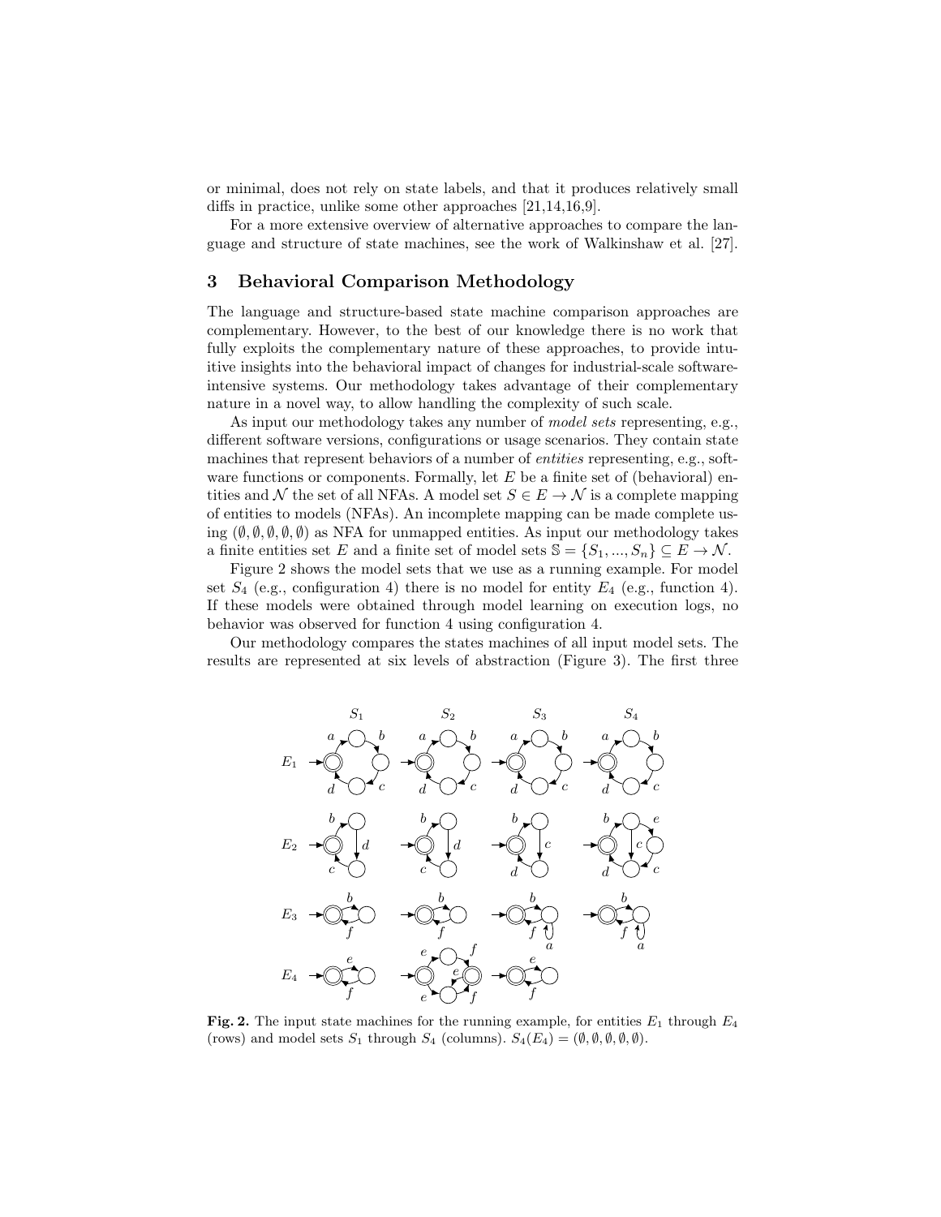or minimal, does not rely on state labels, and that it produces relatively small diffs in practice, unlike some other approaches [21,14,16,9].

For a more extensive overview of alternative approaches to compare the language and structure of state machines, see the work of Walkinshaw et al. [27].

## 3 Behavioral Comparison Methodology

The language and structure-based state machine comparison approaches are complementary. However, to the best of our knowledge there is no work that fully exploits the complementary nature of these approaches, to provide intuitive insights into the behavioral impact of changes for industrial-scale software-intensive systems. Our methodology takes advantage of their complementary nature in a novel way, to allow handling the complexity of such scale.

As input our methodology takes any number of *model sets* representing, e.g., different software versions, configurations or usage scenarios. They contain state machines that represent behaviors of a number of *entities* representing, e.g., software functions or components. Formally, let $E$ be a finite set of (behavioral) entities and $\mathcal{N}$ the set of all NFAs. A model set $S \in E \to \mathcal{N}$ is a complete mapping of entities to models (NFAs). An incomplete mapping can be made complete using $(\emptyset, \emptyset, \emptyset, \emptyset, \emptyset)$ as NFA for unmapped entities. As input our methodology takes a finite entities set $E$ and a finite set of model sets $\mathbb{S} = \{S_1, ..., S_n\} \subseteq E \to \mathcal{N}$.

Figure 2 shows the model sets that we use as a running example. For model set $S_4$ (e.g., configuration 4) there is no model for entity $E_4$ (e.g., function 4). If these models were obtained through model learning on execution logs, no behavior was observed for function 4 using configuration 4.

Our methodology compares the states machines of all input model sets. The results are represented at six levels of abstraction (Figure 3). The first three

**Fig. 2.** The input state machines for the running example, for entities $E_1$ through $E_4$ (rows) and model sets $S_1$ through $S_4$ (columns). $S_4(E_4) = (\emptyset, \emptyset, \emptyset, \emptyset, \emptyset)$.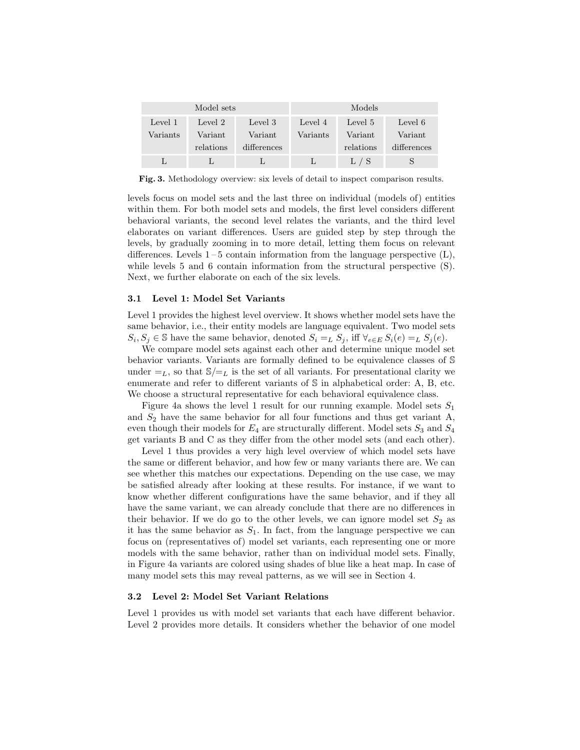| Model sets | | | Models | | |
|---|---|---|---|---|---|
| Level 1 Variants | Level 2 Variant relations | Level 3 Variant differences | Level 4 Variants | Level 5 Variant relations | Level 6 Variant differences |
| L | L | L | L | L / S | S |

**Fig. 3.** Methodology overview: six levels of detail to inspect comparison results.

levels focus on model sets and the last three on individual (models of) entities within them. For both model sets and models, the first level considers different behavioral variants, the second level relates the variants, and the third level elaborates on variant differences. Users are guided step by step through the levels, by gradually zooming in to more detail, letting them focus on relevant differences. Levels 1 – 5 contain information from the language perspective (L), while levels 5 and 6 contain information from the structural perspective (S). Next, we further elaborate on each of the six levels.

### 3.1 Level 1: Model Set Variants

Level 1 provides the highest level overview. It shows whether model sets have the same behavior, i.e., their entity models are language equivalent. Two model sets $S_i, S_j \in \mathbb{S}$ have the same behavior, denoted $S_i =_L S_j$, iff $\forall_{e \in E}\, S_i(e) =_L S_j(e)$.

We compare model sets against each other and determine unique model set behavior variants. Variants are formally defined to be equivalence classes of $\mathbb{S}$ under $=_L$, so that $\mathbb{S}/{=_L}$ is the set of all variants. For presentational clarity we enumerate and refer to different variants of $\mathbb{S}$ in alphabetical order: A, B, etc. We choose a structural representative for each behavioral equivalence class.

Figure 4a shows the level 1 result for our running example. Model sets $S_1$ and $S_2$ have the same behavior for all four functions and thus get variant A, even though their models for $E_4$ are structurally different. Model sets $S_3$ and $S_4$ get variants B and C as they differ from the other model sets (and each other).

Level 1 thus provides a very high level overview of which model sets have the same or different behavior, and how few or many variants there are. We can see whether this matches our expectations. Depending on the use case, we may be satisfied already after looking at these results. For instance, if we want to know whether different configurations have the same behavior, and if they all have the same variant, we can already conclude that there are no differences in their behavior. If we do go to the other levels, we can ignore model set $S_2$ as it has the same behavior as $S_1$. In fact, from the language perspective we can focus on (representatives of) model set variants, each representing one or more models with the same behavior, rather than on individual model sets. Finally, in Figure 4a variants are colored using shades of blue like a heat map. In case of many model sets this may reveal patterns, as we will see in Section 4.

### 3.2 Level 2: Model Set Variant Relations

Level 1 provides us with model set variants that each have different behavior. Level 2 provides more details. It considers whether the behavior of one model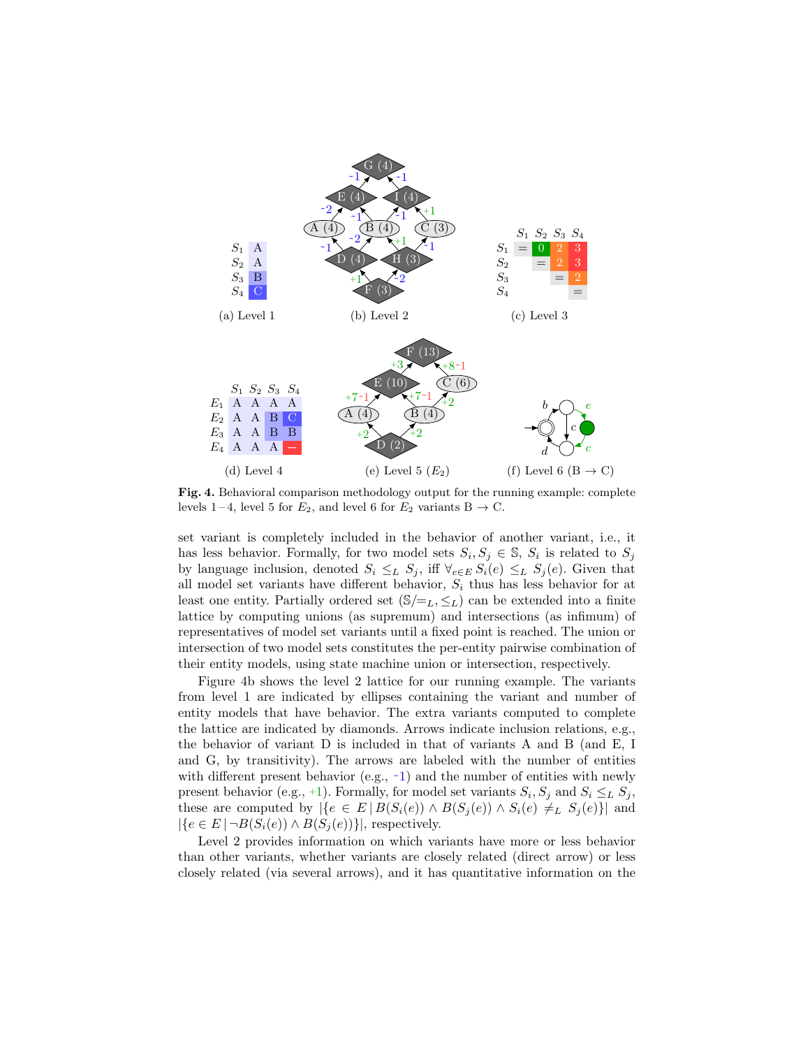| | |
|---|---|
| $S_1$ | A |
| $S_2$ | A |
| $S_3$ | B |
| $S_4$ | C |

(a) Level 1

(b) Level 2

| | $S_1$ | $S_2$ | $S_3$ | $S_4$ |
|---|---|---|---|---|
| $S_1$ | = | 0 | 2 | 3 |
| $S_2$ | | = | 2 | 3 |
| $S_3$ | | | = | 2 |
| $S_4$ | | | | = |

(c) Level 3

| | $S_1$ | $S_2$ | $S_3$ | $S_4$ |
|---|---|---|---|---|
| $E_1$ | A | A | A | A |
| $E_2$ | A | A | B | C |
| $E_3$ | A | A | B | B |
| $E_4$ | A | A | A | – |

(d) Level 4

(e) Level 5 ($E_2$)

(f) Level 6 (B → C)

**Fig. 4.** Behavioral comparison methodology output for the running example: complete levels 1 – 4, level 5 for $E_2$, and level 6 for $E_2$ variants B → C.

set variant is completely included in the behavior of another variant, i.e., it has less behavior. Formally, for two model sets $S_i, S_j \in \mathbb{S}$, $S_i$ is related to $S_j$ by language inclusion, denoted $S_i \leq_L S_j$, iff $\forall_{e \in E} S_i(e) \leq_L S_j(e)$. Given that all model set variants have different behavior, $S_i$ thus has less behavior for at least one entity. Partially ordered set $(\mathbb{S}/{=_L}, \leq_L)$ can be extended into a finite lattice by computing unions (as supremum) and intersections (as infimum) of representatives of model set variants until a fixed point is reached. The union or intersection of two model sets constitutes the per-entity pairwise combination of their entity models, using state machine union or intersection, respectively.

Figure 4b shows the level 2 lattice for our running example. The variants from level 1 are indicated by ellipses containing the variant and number of entity models that have behavior. The extra variants computed to complete the lattice are indicated by diamonds. Arrows indicate inclusion relations, e.g., the behavior of variant D is included in that of variants A and B (and E, I and G, by transitivity). The arrows are labeled with the number of entities with different present behavior (e.g., ~1) and the number of entities with newly present behavior (e.g., +1). Formally, for model set variants $S_i, S_j$ and $S_i \leq_L S_j$, these are computed by $|\{e \in E \mid B(S_i(e)) \wedge B(S_j(e)) \wedge S_i(e) \neq_L S_j(e)\}|$ and $|\{e \in E \mid \neg B(S_i(e)) \wedge B(S_j(e))\}|$, respectively.

Level 2 provides information on which variants have more or less behavior than other variants, whether variants are closely related (direct arrow) or less closely related (via several arrows), and it has quantitative information on the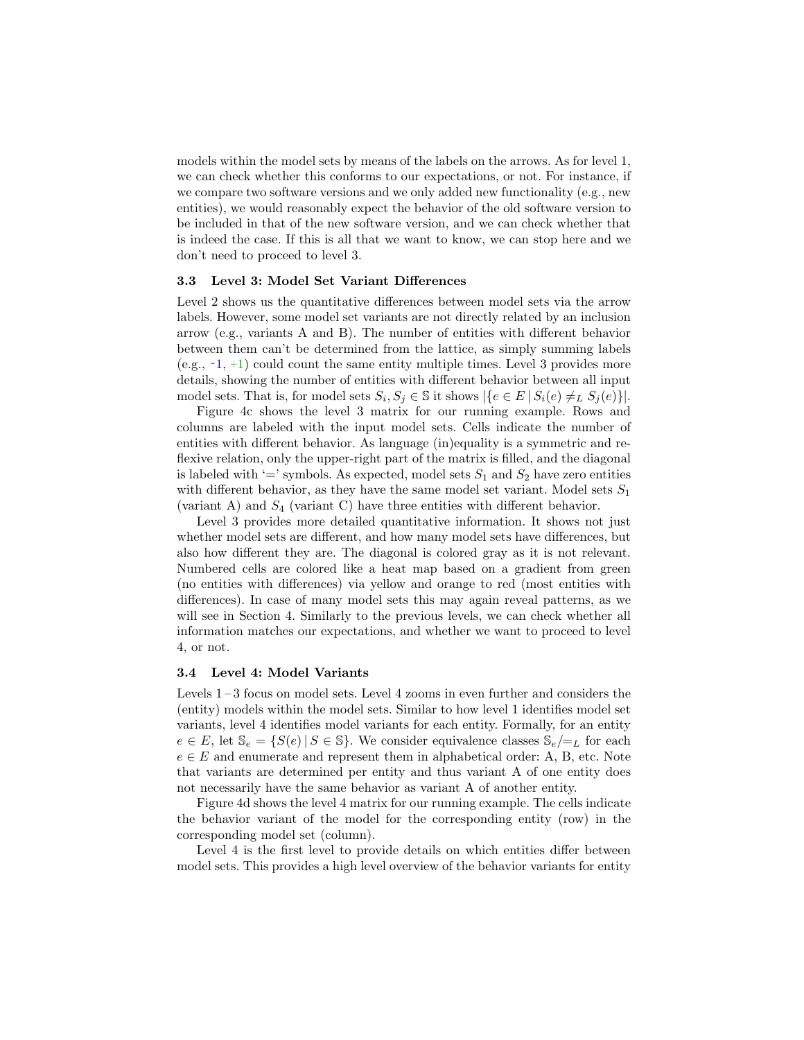models within the model sets by means of the labels on the arrows. As for level 1, we can check whether this conforms to our expectations, or not. For instance, if we compare two software versions and we only added new functionality (e.g., new entities), we would reasonably expect the behavior of the old software version to be included in that of the new software version, and we can check whether that is indeed the case. If this is all that we want to know, we can stop here and we don't need to proceed to level 3.

### 3.3 Level 3: Model Set Variant Differences

Level 2 shows us the quantitative differences between model sets via the arrow labels. However, some model set variants are not directly related by an inclusion arrow (e.g., variants A and B). The number of entities with different behavior between them can't be determined from the lattice, as simply summing labels (e.g., -1, +1) could count the same entity multiple times. Level 3 provides more details, showing the number of entities with different behavior between all input model sets. That is, for model sets $S_i, S_j \in \mathbb{S}$ it shows $|\{e \in E \mid S_i(e) \neq_L S_j(e)\}|$.

Figure 4c shows the level 3 matrix for our running example. Rows and columns are labeled with the input model sets. Cells indicate the number of entities with different behavior. As language (in)equality is a symmetric and reflexive relation, only the upper-right part of the matrix is filled, and the diagonal is labeled with '=' symbols. As expected, model sets $S_1$ and $S_2$ have zero entities with different behavior, as they have the same model set variant. Model sets $S_1$ (variant A) and $S_4$ (variant C) have three entities with different behavior.

Level 3 provides more detailed quantitative information. It shows not just whether model sets are different, and how many model sets have differences, but also how different they are. The diagonal is colored gray as it is not relevant. Numbered cells are colored like a heat map based on a gradient from green (no entities with differences) via yellow and orange to red (most entities with differences). In case of many model sets this may again reveal patterns, as we will see in Section 4. Similarly to the previous levels, we can check whether all information matches our expectations, and whether we want to proceed to level 4, or not.

### 3.4 Level 4: Model Variants

Levels 1 – 3 focus on model sets. Level 4 zooms in even further and considers the (entity) models within the model sets. Similar to how level 1 identifies model set variants, level 4 identifies model variants for each entity. Formally, for an entity $e \in E$, let $\mathbb{S}_e = \{S(e) \mid S \in \mathbb{S}\}$. We consider equivalence classes $\mathbb{S}_e/{=_L}$ for each $e \in E$ and enumerate and represent them in alphabetical order: A, B, etc. Note that variants are determined per entity and thus variant A of one entity does not necessarily have the same behavior as variant A of another entity.

Figure 4d shows the level 4 matrix for our running example. The cells indicate the behavior variant of the model for the corresponding entity (row) in the corresponding model set (column).

Level 4 is the first level to provide details on which entities differ between model sets. This provides a high level overview of the behavior variants for entity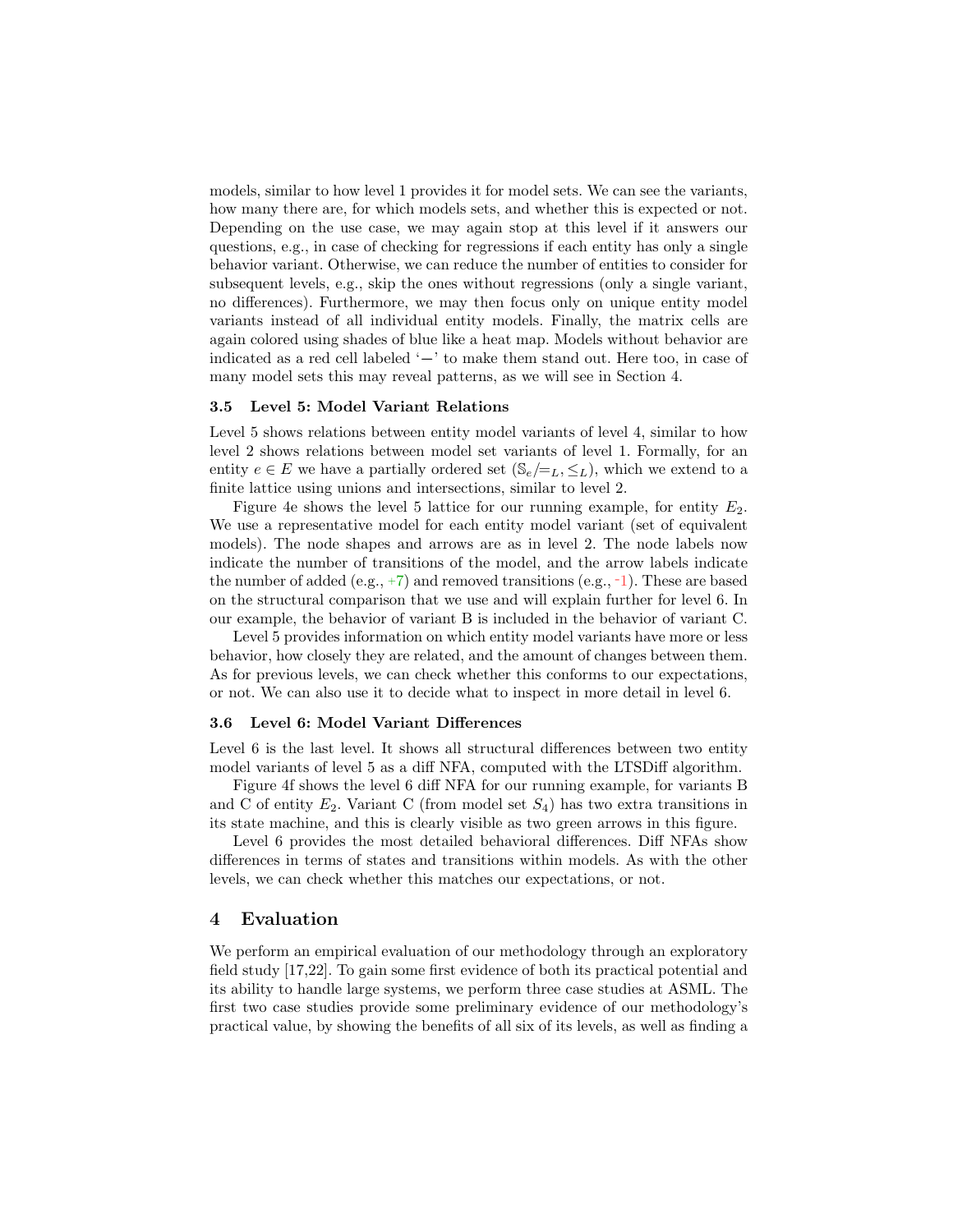models, similar to how level 1 provides it for model sets. We can see the variants, how many there are, for which models sets, and whether this is expected or not. Depending on the use case, we may again stop at this level if it answers our questions, e.g., in case of checking for regressions if each entity has only a single behavior variant. Otherwise, we can reduce the number of entities to consider for subsequent levels, e.g., skip the ones without regressions (only a single variant, no differences). Furthermore, we may then focus only on unique entity model variants instead of all individual entity models. Finally, the matrix cells are again colored using shades of blue like a heat map. Models without behavior are indicated as a red cell labeled '−' to make them stand out. Here too, in case of many model sets this may reveal patterns, as we will see in Section 4.

### 3.5 Level 5: Model Variant Relations

Level 5 shows relations between entity model variants of level 4, similar to how level 2 shows relations between model set variants of level 1. Formally, for an entity $e \in E$ we have a partially ordered set $(\mathbb{S}_e/{=_L}, \leq_L)$, which we extend to a finite lattice using unions and intersections, similar to level 2.

Figure 4e shows the level 5 lattice for our running example, for entity $E_2$. We use a representative model for each entity model variant (set of equivalent models). The node shapes and arrows are as in level 2. The node labels now indicate the number of transitions of the model, and the arrow labels indicate the number of added (e.g., +7) and removed transitions (e.g., -1). These are based on the structural comparison that we use and will explain further for level 6. In our example, the behavior of variant B is included in the behavior of variant C.

Level 5 provides information on which entity model variants have more or less behavior, how closely they are related, and the amount of changes between them. As for previous levels, we can check whether this conforms to our expectations, or not. We can also use it to decide what to inspect in more detail in level 6.

### 3.6 Level 6: Model Variant Differences

Level 6 is the last level. It shows all structural differences between two entity model variants of level 5 as a diff NFA, computed with the LTSDiff algorithm.

Figure 4f shows the level 6 diff NFA for our running example, for variants B and C of entity $E_2$. Variant C (from model set $S_4$) has two extra transitions in its state machine, and this is clearly visible as two green arrows in this figure.

Level 6 provides the most detailed behavioral differences. Diff NFAs show differences in terms of states and transitions within models. As with the other levels, we can check whether this matches our expectations, or not.

## 4 Evaluation

We perform an empirical evaluation of our methodology through an exploratory field study [17,22]. To gain some first evidence of both its practical potential and its ability to handle large systems, we perform three case studies at ASML. The first two case studies provide some preliminary evidence of our methodology's practical value, by showing the benefits of all six of its levels, as well as finding a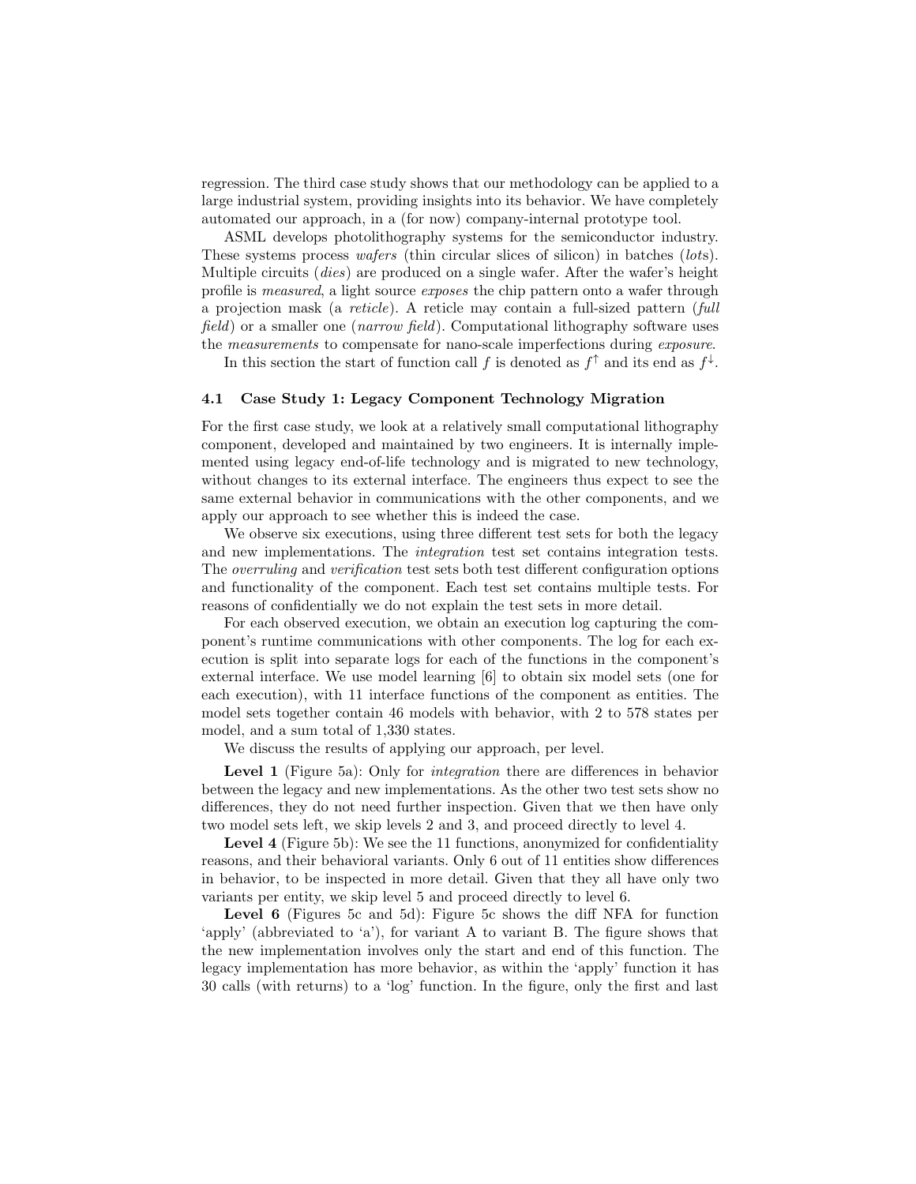regression. The third case study shows that our methodology can be applied to a large industrial system, providing insights into its behavior. We have completely automated our approach, in a (for now) company-internal prototype tool.

ASML develops photolithography systems for the semiconductor industry. These systems process *wafers* (thin circular slices of silicon) in batches (*lot*s). Multiple circuits (*dies*) are produced on a single wafer. After the wafer's height profile is *measured*, a light source *exposes* the chip pattern onto a wafer through a projection mask (a *reticle*). A reticle may contain a full-sized pattern (*full field*) or a smaller one (*narrow field*). Computational lithography software uses the *measurements* to compensate for nano-scale imperfections during *exposure*.

In this section the start of function call $f$ is denoted as $f^{\uparrow}$ and its end as $f^{\downarrow}$.

### 4.1 Case Study 1: Legacy Component Technology Migration

For the first case study, we look at a relatively small computational lithography component, developed and maintained by two engineers. It is internally implemented using legacy end-of-life technology and is migrated to new technology, without changes to its external interface. The engineers thus expect to see the same external behavior in communications with the other components, and we apply our approach to see whether this is indeed the case.

We observe six executions, using three different test sets for both the legacy and new implementations. The *integration* test set contains integration tests. The *overruling* and *verification* test sets both test different configuration options and functionality of the component. Each test set contains multiple tests. For reasons of confidentially we do not explain the test sets in more detail.

For each observed execution, we obtain an execution log capturing the component's runtime communications with other components. The log for each execution is split into separate logs for each of the functions in the component's external interface. We use model learning [6] to obtain six model sets (one for each execution), with 11 interface functions of the component as entities. The model sets together contain 46 models with behavior, with 2 to 578 states per model, and a sum total of 1,330 states.

We discuss the results of applying our approach, per level.

**Level 1** (Figure 5a): Only for *integration* there are differences in behavior between the legacy and new implementations. As the other two test sets show no differences, they do not need further inspection. Given that we then have only two model sets left, we skip levels 2 and 3, and proceed directly to level 4.

**Level 4** (Figure 5b): We see the 11 functions, anonymized for confidentiality reasons, and their behavioral variants. Only 6 out of 11 entities show differences in behavior, to be inspected in more detail. Given that they all have only two variants per entity, we skip level 5 and proceed directly to level 6.

**Level 6** (Figures 5c and 5d): Figure 5c shows the diff NFA for function 'apply' (abbreviated to 'a'), for variant A to variant B. The figure shows that the new implementation involves only the start and end of this function. The legacy implementation has more behavior, as within the 'apply' function it has 30 calls (with returns) to a 'log' function. In the figure, only the first and last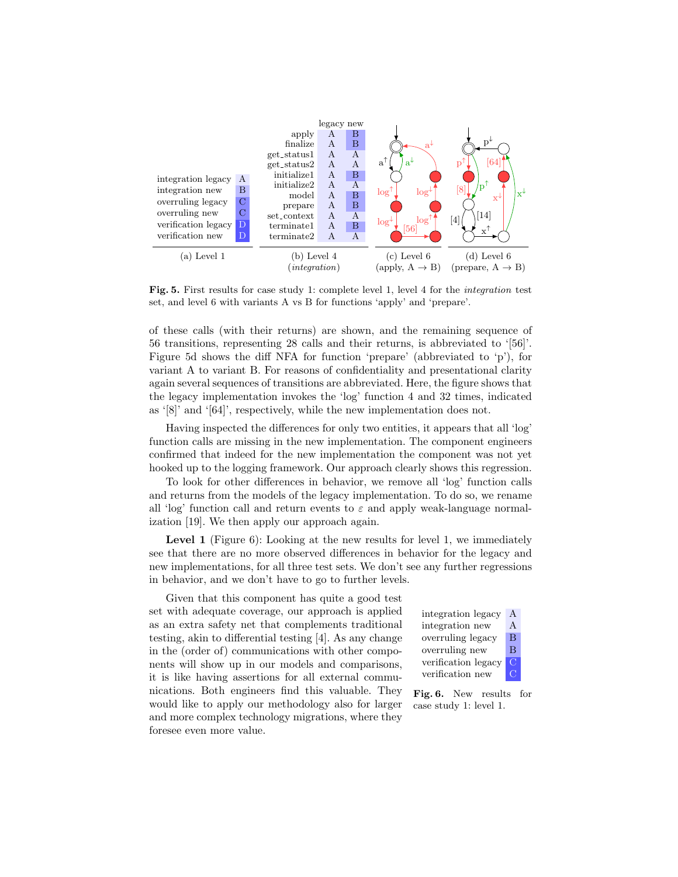| | |
|---|---|
| integration legacy | A |
| integration new | B |
| overruling legacy | C |
| overruling new | C |
| verification legacy | D |
| verification new | D |

(a) Level 1

| | legacy | new |
|---|---|---|
| apply | A | B |
| finalize | A | B |
| get_status1 | A | A |
| get_status2 | A | A |
| initialize1 | A | B |
| initialize2 | A | A |
| model | A | B |
| prepare | A | B |
| set_context | A | A |
| terminate1 | A | B |
| terminate2 | A | A |

(b) Level 4 (*integration*)

(c) Level 6 (apply, A → B)

(d) Level 6 (prepare, A → B)

**Fig. 5.** First results for case study 1: complete level 1, level 4 for the *integration* test set, and level 6 with variants A vs B for functions 'apply' and 'prepare'.

of these calls (with their returns) are shown, and the remaining sequence of 56 transitions, representing 28 calls and their returns, is abbreviated to '[56]'. Figure 5d shows the diff NFA for function 'prepare' (abbreviated to 'p'), for variant A to variant B. For reasons of confidentiality and presentational clarity again several sequences of transitions are abbreviated. Here, the figure shows that the legacy implementation invokes the 'log' function 4 and 32 times, indicated as '[8]' and '[64]', respectively, while the new implementation does not.

Having inspected the differences for only two entities, it appears that all 'log' function calls are missing in the new implementation. The component engineers confirmed that indeed for the new implementation the component was not yet hooked up to the logging framework. Our approach clearly shows this regression.

To look for other differences in behavior, we remove all 'log' function calls and returns from the models of the legacy implementation. To do so, we rename all 'log' function call and return events to $\varepsilon$ and apply weak-language normalization [19]. We then apply our approach again.

**Level 1** (Figure 6): Looking at the new results for level 1, we immediately see that there are no more observed differences in behavior for the legacy and new implementations, for all three test sets. We don't see any further regressions in behavior, and we don't have to go to further levels.

Given that this component has quite a good test set with adequate coverage, our approach is applied as an extra safety net that complements traditional testing, akin to differential testing [4]. As any change in the (order of) communications with other components will show up in our models and comparisons, it is like having assertions for all external communications. Both engineers find this valuable. They would like to apply our methodology also for larger and more complex technology migrations, where they foresee even more value.

| | |
|---|---|
| integration legacy | A |
| integration new | A |
| overruling legacy | B |
| overruling new | B |
| verification legacy | C |
| verification new | C |

**Fig. 6.** New results for case study 1: level 1.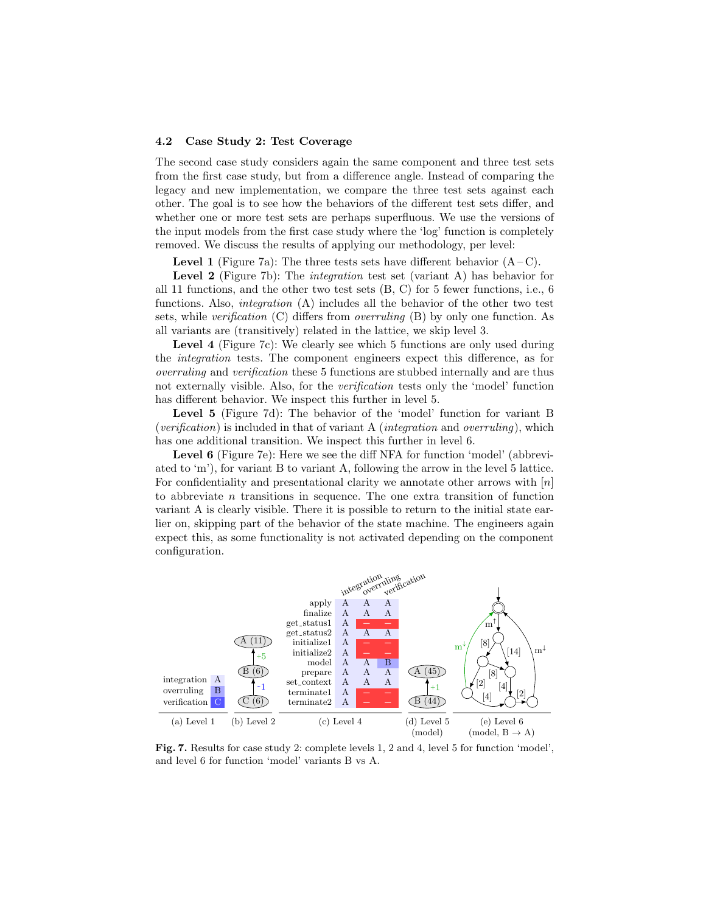### 4.2 Case Study 2: Test Coverage

The second case study considers again the same component and three test sets from the first case study, but from a difference angle. Instead of comparing the legacy and new implementation, we compare the three test sets against each other. The goal is to see how the behaviors of the different test sets differ, and whether one or more test sets are perhaps superfluous. We use the versions of the input models from the first case study where the 'log' function is completely removed. We discuss the results of applying our methodology, per level:

**Level 1** (Figure 7a): The three tests sets have different behavior (A – C).

**Level 2** (Figure 7b): The *integration* test set (variant A) has behavior for all 11 functions, and the other two test sets (B, C) for 5 fewer functions, i.e., 6 functions. Also, *integration* (A) includes all the behavior of the other two test sets, while *verification* (C) differs from *overruling* (B) by only one function. As all variants are (transitively) related in the lattice, we skip level 3.

**Level 4** (Figure 7c): We clearly see which 5 functions are only used during the *integration* tests. The component engineers expect this difference, as for *overruling* and *verification* these 5 functions are stubbed internally and are thus not externally visible. Also, for the *verification* tests only the 'model' function has different behavior. We inspect this further in level 5.

**Level 5** (Figure 7d): The behavior of the 'model' function for variant B (*verification*) is included in that of variant A (*integration* and *overruling*), which has one additional transition. We inspect this further in level 6.

**Level 6** (Figure 7e): Here we see the diff NFA for function 'model' (abbreviated to 'm'), for variant B to variant A, following the arrow in the level 5 lattice. For confidentiality and presentational clarity we annotate other arrows with [$n$] to abbreviate $n$ transitions in sequence. The one extra transition of function variant A is clearly visible. There it is possible to return to the initial state earlier on, skipping part of the behavior of the state machine. The engineers again expect this, as some functionality is not activated depending on the component configuration.

(a) Level 1

| | |
|---|---|
| integration | A |
| overruling | B |
| verification | C |

(b) Level 2: C (6) → B (6) [-1]; B (6) → A (11) [+5]

(c) Level 4

| | integration | overruling | verification |
|---|---|---|---|
| apply | A | A | A |
| finalize | A | A | A |
| get_status1 | A | – | – |
| get_status2 | A | A | A |
| initialize1 | A | – | – |
| initialize2 | A | – | – |
| model | A | A | B |
| prepare | A | A | A |
| set_context | A | A | A |
| terminate1 | A | – | – |
| terminate2 | A | – | – |

(d) Level 5 (model): B (44) → A (45) [+1]

(e) Level 6 (model, B → A)

**Fig. 7.** Results for case study 2: complete levels 1, 2 and 4, level 5 for function 'model', and level 6 for function 'model' variants B vs A.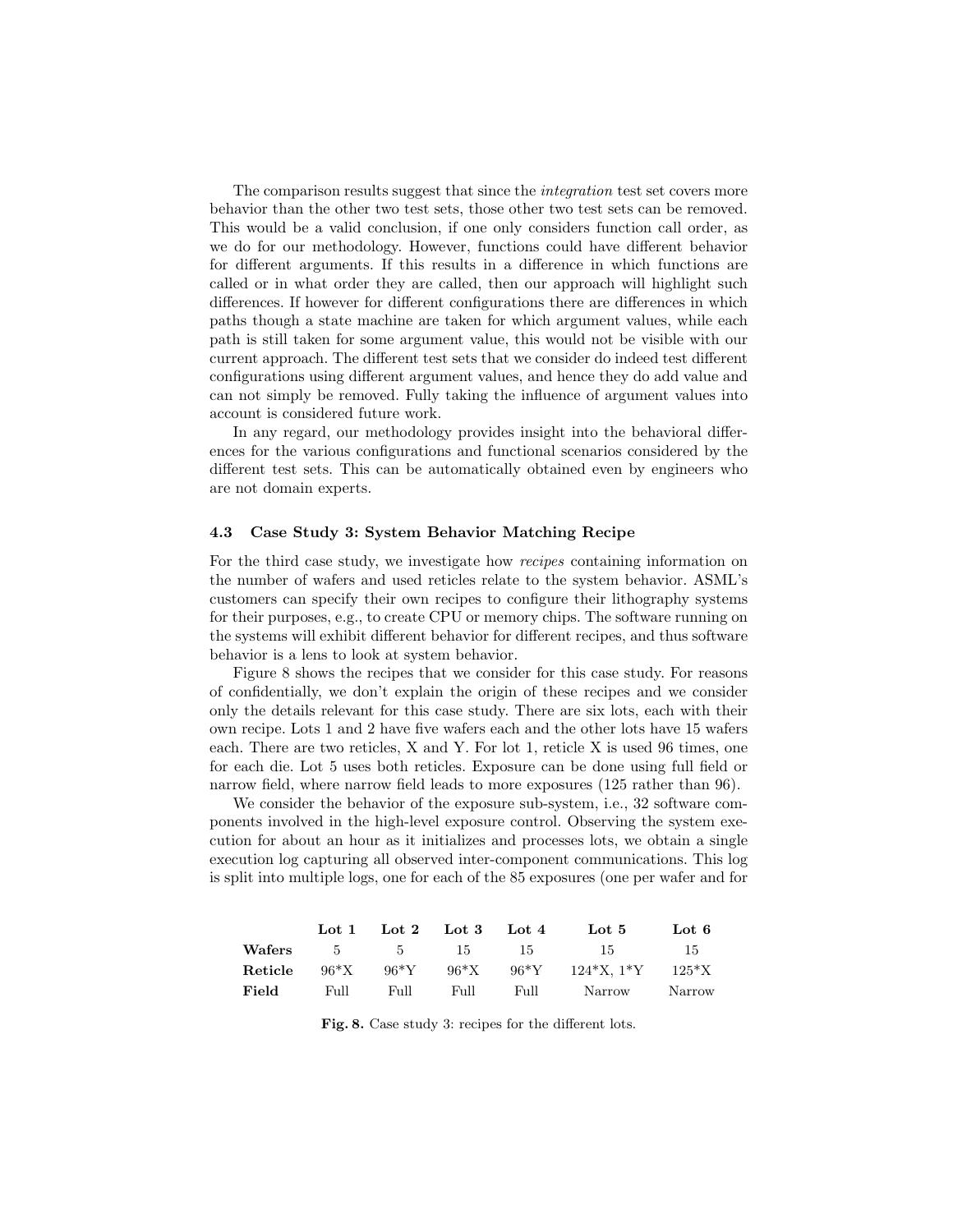The comparison results suggest that since the *integration* test set covers more behavior than the other two test sets, those other two test sets can be removed. This would be a valid conclusion, if one only considers function call order, as we do for our methodology. However, functions could have different behavior for different arguments. If this results in a difference in which functions are called or in what order they are called, then our approach will highlight such differences. If however for different configurations there are differences in which paths though a state machine are taken for which argument values, while each path is still taken for some argument value, this would not be visible with our current approach. The different test sets that we consider do indeed test different configurations using different argument values, and hence they do add value and can not simply be removed. Fully taking the influence of argument values into account is considered future work.

In any regard, our methodology provides insight into the behavioral differences for the various configurations and functional scenarios considered by the different test sets. This can be automatically obtained even by engineers who are not domain experts.

### 4.3 Case Study 3: System Behavior Matching Recipe

For the third case study, we investigate how *recipes* containing information on the number of wafers and used reticles relate to the system behavior. ASML's customers can specify their own recipes to configure their lithography systems for their purposes, e.g., to create CPU or memory chips. The software running on the systems will exhibit different behavior for different recipes, and thus software behavior is a lens to look at system behavior.

Figure 8 shows the recipes that we consider for this case study. For reasons of confidentially, we don't explain the origin of these recipes and we consider only the details relevant for this case study. There are six lots, each with their own recipe. Lots 1 and 2 have five wafers each and the other lots have 15 wafers each. There are two reticles, X and Y. For lot 1, reticle X is used 96 times, one for each die. Lot 5 uses both reticles. Exposure can be done using full field or narrow field, where narrow field leads to more exposures (125 rather than 96).

We consider the behavior of the exposure sub-system, i.e., 32 software components involved in the high-level exposure control. Observing the system execution for about an hour as it initializes and processes lots, we obtain a single execution log capturing all observed inter-component communications. This log is split into multiple logs, one for each of the 85 exposures (one per wafer and for

| | **Lot 1** | **Lot 2** | **Lot 3** | **Lot 4** | **Lot 5** | **Lot 6** |
|---|---|---|---|---|---|---|
| **Wafers** | 5 | 5 | 15 | 15 | 15 | 15 |
| **Reticle** | 96*X | 96*Y | 96*X | 96*Y | 124*X, 1*Y | 125*X |
| **Field** | Full | Full | Full | Full | Narrow | Narrow |

**Fig. 8.** Case study 3: recipes for the different lots.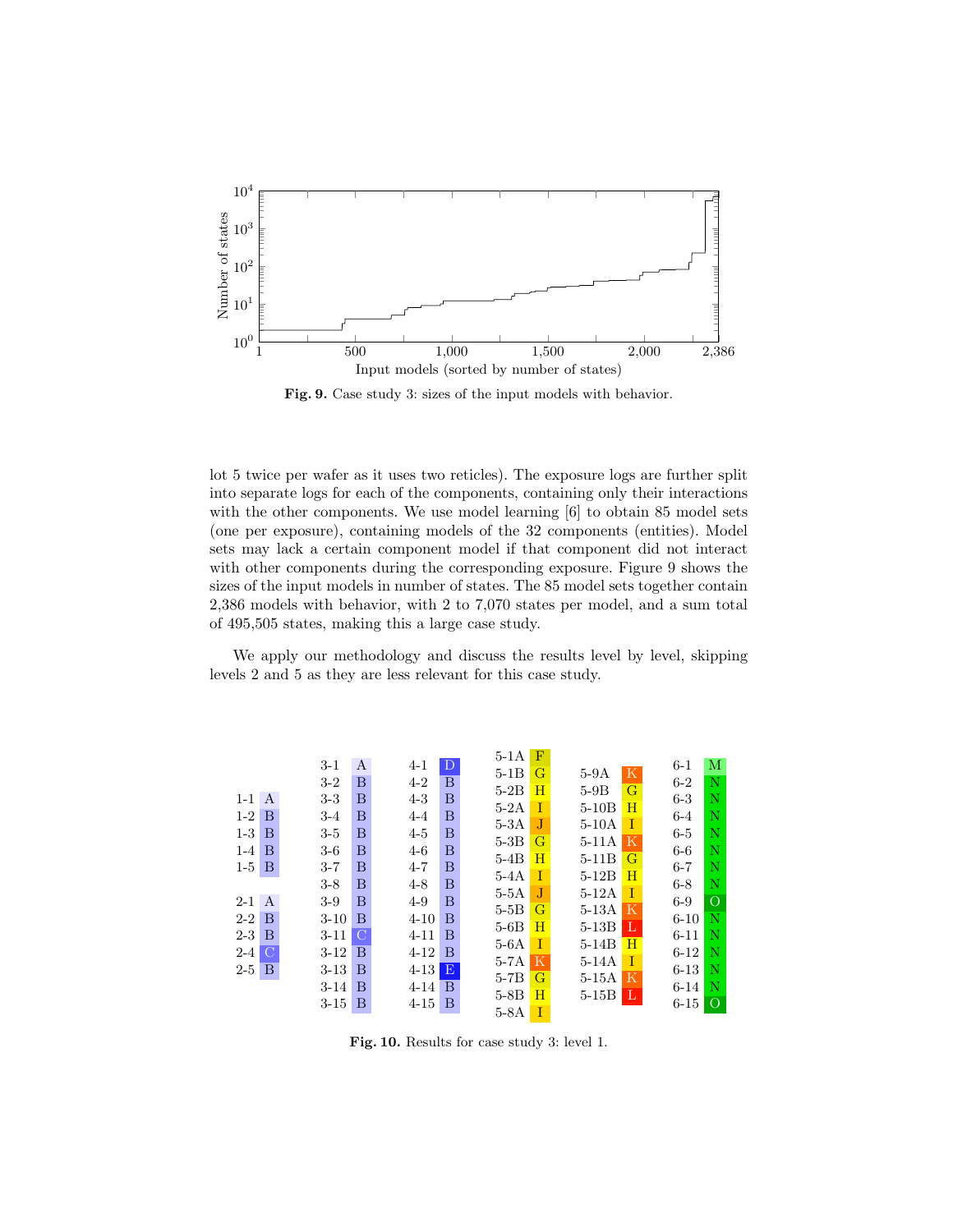Fig. 9. Case study 3: sizes of the input models with behavior.

lot 5 twice per wafer as it uses two reticles). The exposure logs are further split into separate logs for each of the components, containing only their interactions with the other components. We use model learning [6] to obtain 85 model sets (one per exposure), containing models of the 32 components (entities). Model sets may lack a certain component model if that component did not interact with other components during the corresponding exposure. Figure 9 shows the sizes of the input models in number of states. The 85 model sets together contain 2,386 models with behavior, with 2 to 7,070 states per model, and a sum total of 495,505 states, making this a large case study.

We apply our methodology and discuss the results level by level, skipping levels 2 and 5 as they are less relevant for this case study.

| | | | | | | | | | | | |
|---|---|---|---|---|---|---|---|---|---|---|---|
| 1-1 | A | 3-1 | A | 4-1 | D | 5-1A | F | 5-9A | K | 6-1 | M |
| 1-2 | B | 3-2 | B | 4-2 | B | 5-1B | G | 5-9B | G | 6-2 | N |
| 1-3 | B | 3-3 | B | 4-3 | B | 5-2B | H | 5-10B | H | 6-3 | N |
| 1-4 | B | 3-4 | B | 4-4 | B | 5-2A | I | 5-10A | I | 6-4 | N |
| 1-5 | B | 3-5 | B | 4-5 | B | 5-3A | J | 5-11A | K | 6-5 | N |
| 2-1 | A | 3-6 | B | 4-6 | B | 5-3B | G | 5-11B | G | 6-6 | N |
| 2-2 | B | 3-7 | B | 4-7 | B | 5-4B | H | 5-12B | H | 6-7 | N |
| 2-3 | B | 3-8 | B | 4-8 | B | 5-4A | I | 5-12A | I | 6-8 | N |
| 2-4 | C | 3-9 | B | 4-9 | B | 5-5A | J | 5-13A | K | 6-9 | O |
| 2-5 | B | 3-10 | B | 4-10 | B | 5-5B | G | 5-13B | L | 6-10 | N |
| | | 3-11 | C | 4-11 | B | 5-6B | H | 5-14B | H | 6-11 | N |
| | | 3-12 | B | 4-12 | B | 5-6A | I | 5-14A | I | 6-12 | N |
| | | 3-13 | B | 4-13 | E | 5-7A | K | 5-15A | K | 6-13 | N |
| | | 3-14 | B | 4-14 | B | 5-7B | G | 5-15B | L | 6-14 | N |
| | | 3-15 | B | 4-15 | B | 5-8B | H | | | 6-15 | O |
| | | | | | | 5-8A | I | | | | |

Fig. 10. Results for case study 3: level 1.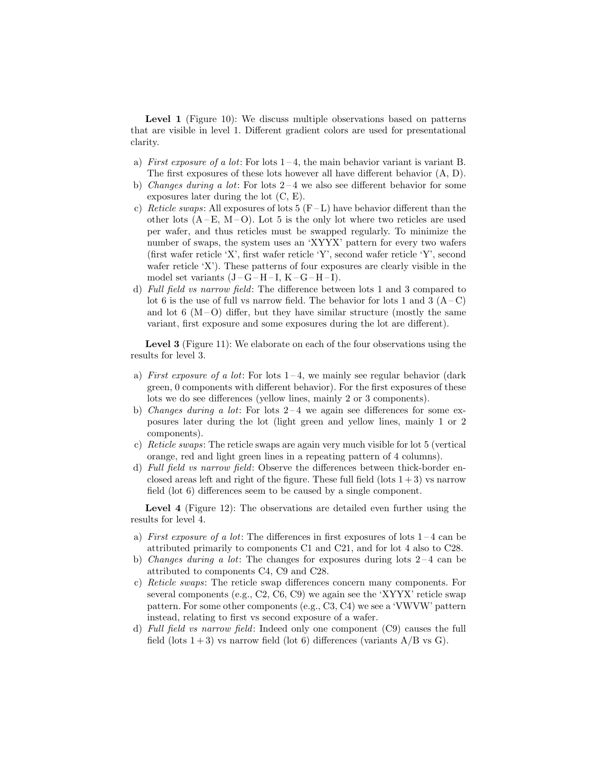**Level 1** (Figure 10): We discuss multiple observations based on patterns that are visible in level 1. Different gradient colors are used for presentational clarity.

a) *First exposure of a lot*: For lots 1 – 4, the main behavior variant is variant B. The first exposures of these lots however all have different behavior (A, D).
b) *Changes during a lot*: For lots 2 – 4 we also see different behavior for some exposures later during the lot (C, E).
c) *Reticle swaps*: All exposures of lots 5 (F – L) have behavior different than the other lots (A – E, M – O). Lot 5 is the only lot where two reticles are used per wafer, and thus reticles must be swapped regularly. To minimize the number of swaps, the system uses an 'XYYX' pattern for every two wafers (first wafer reticle 'X', first wafer reticle 'Y', second wafer reticle 'Y', second wafer reticle 'X'). These patterns of four exposures are clearly visible in the model set variants (J – G – H – I, K – G – H – I).
d) *Full field vs narrow field*: The difference between lots 1 and 3 compared to lot 6 is the use of full vs narrow field. The behavior for lots 1 and 3 (A – C) and lot 6 (M – O) differ, but they have similar structure (mostly the same variant, first exposure and some exposures during the lot are different).

**Level 3** (Figure 11): We elaborate on each of the four observations using the results for level 3.

a) *First exposure of a lot*: For lots 1 – 4, we mainly see regular behavior (dark green, 0 components with different behavior). For the first exposures of these lots we do see differences (yellow lines, mainly 2 or 3 components).
b) *Changes during a lot*: For lots 2 – 4 we again see differences for some exposures later during the lot (light green and yellow lines, mainly 1 or 2 components).
c) *Reticle swaps*: The reticle swaps are again very much visible for lot 5 (vertical orange, red and light green lines in a repeating pattern of 4 columns).
d) *Full field vs narrow field*: Observe the differences between thick-border enclosed areas left and right of the figure. These full field (lots $1 + 3$) vs narrow field (lot 6) differences seem to be caused by a single component.

**Level 4** (Figure 12): The observations are detailed even further using the results for level 4.

a) *First exposure of a lot*: The differences in first exposures of lots 1 – 4 can be attributed primarily to components C1 and C21, and for lot 4 also to C28.
b) *Changes during a lot*: The changes for exposures during lots 2 – 4 can be attributed to components C4, C9 and C28.
c) *Reticle swaps*: The reticle swap differences concern many components. For several components (e.g., C2, C6, C9) we again see the 'XYYX' reticle swap pattern. For some other components (e.g., C3, C4) we see a 'VWVW' pattern instead, relating to first vs second exposure of a wafer.
d) *Full field vs narrow field*: Indeed only one component (C9) causes the full field (lots $1 + 3$) vs narrow field (lot 6) differences (variants A/B vs G).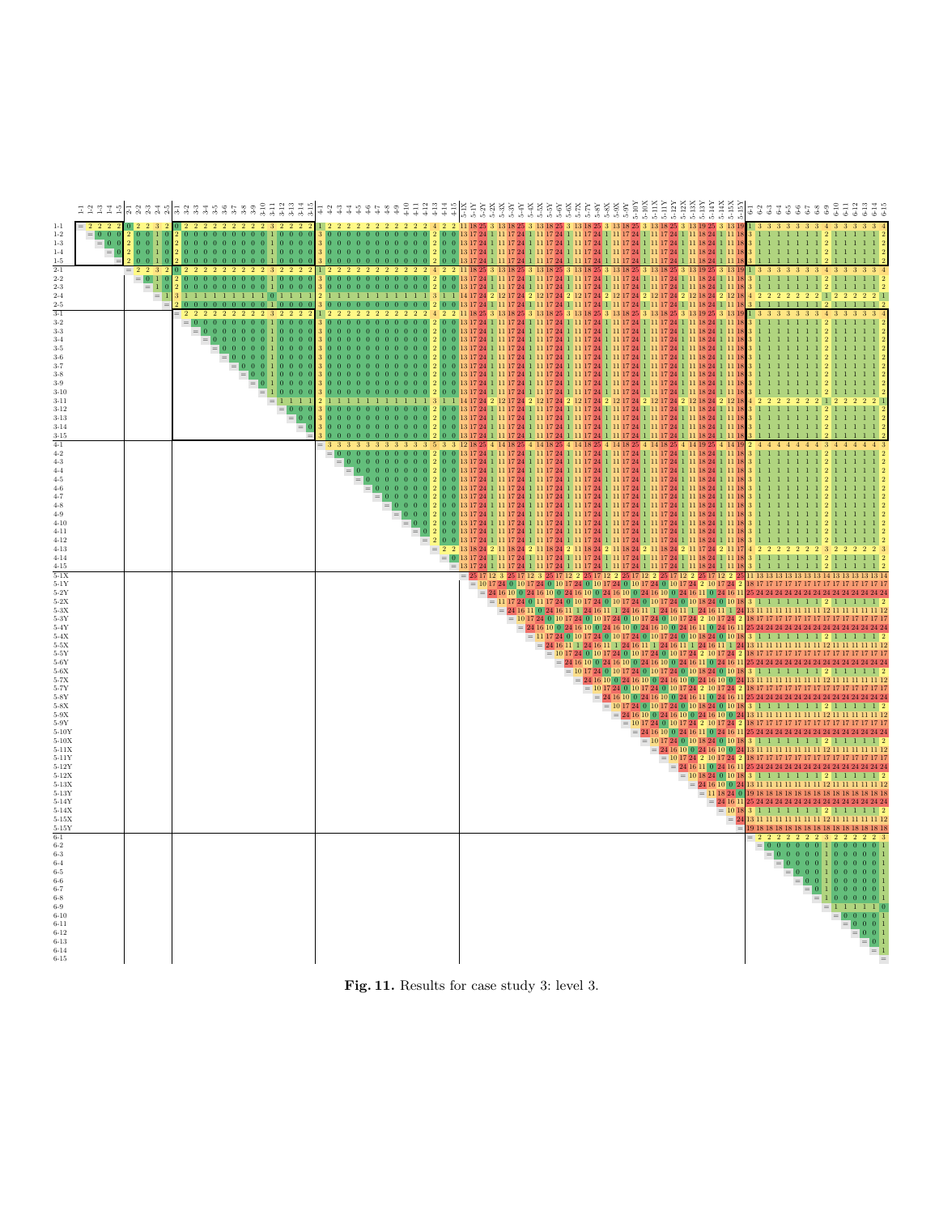**Fig. 11.** Results for case study 3: level 3.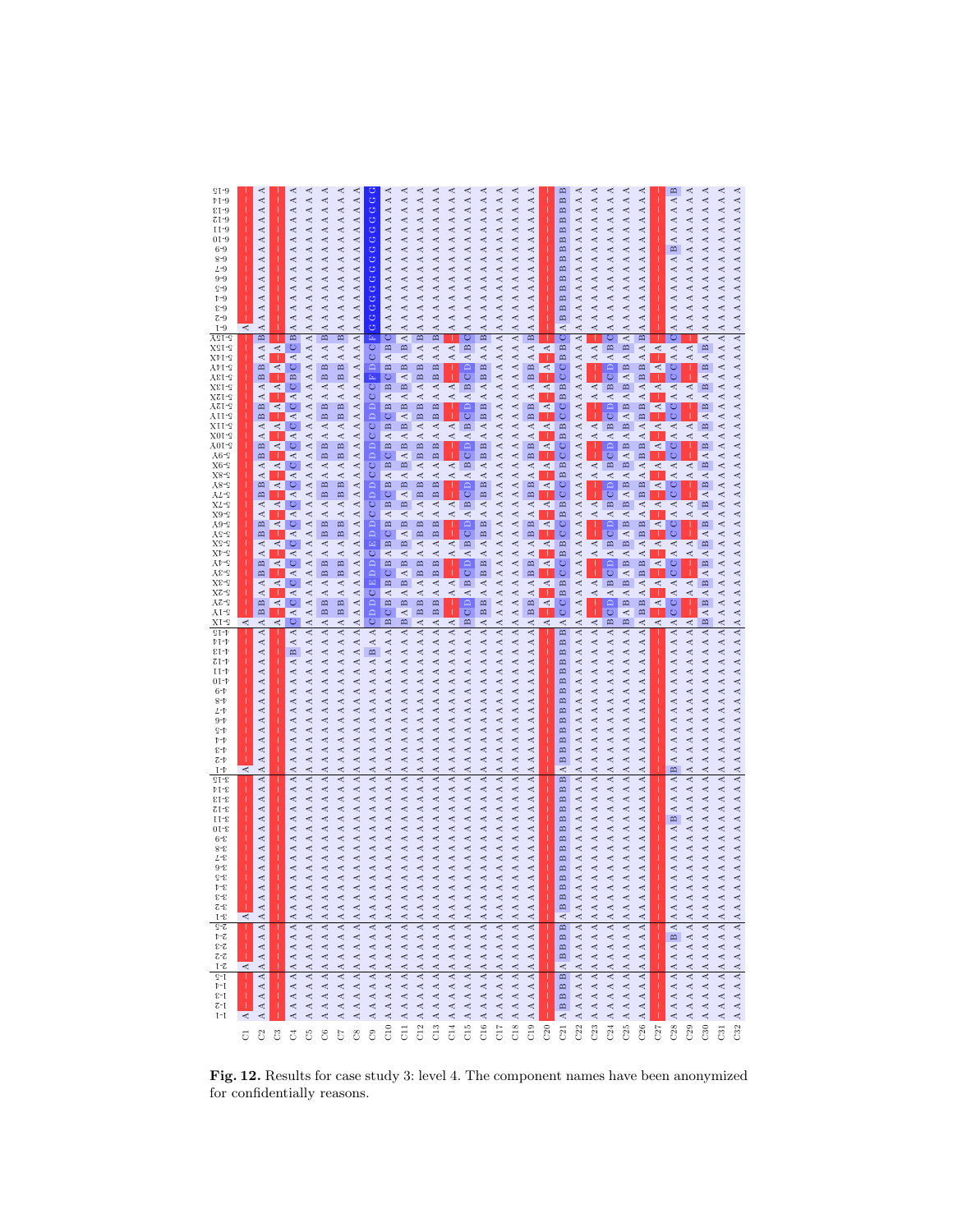**Fig. 12.** Results for case study 3: level 4. The component names have been anonymized for confidentially reasons.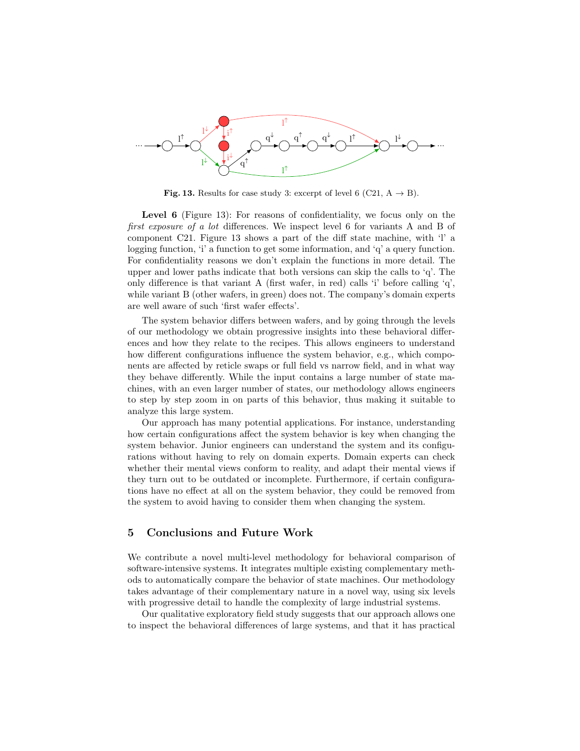Fig. 13. Results for case study 3: excerpt of level 6 (C21, A → B).

**Level 6** (Figure 13): For reasons of confidentiality, we focus only on the *first exposure of a lot* differences. We inspect level 6 for variants A and B of component C21. Figure 13 shows a part of the diff state machine, with 'l' a logging function, 'i' a function to get some information, and 'q' a query function. For confidentiality reasons we don't explain the functions in more detail. The upper and lower paths indicate that both versions can skip the calls to 'q'. The only difference is that variant A (first wafer, in red) calls 'i' before calling 'q', while variant B (other wafers, in green) does not. The company's domain experts are well aware of such 'first wafer effects'.

The system behavior differs between wafers, and by going through the levels of our methodology we obtain progressive insights into these behavioral differences and how they relate to the recipes. This allows engineers to understand how different configurations influence the system behavior, e.g., which components are affected by reticle swaps or full field vs narrow field, and in what way they behave differently. While the input contains a large number of state machines, with an even larger number of states, our methodology allows engineers to step by step zoom in on parts of this behavior, thus making it suitable to analyze this large system.

Our approach has many potential applications. For instance, understanding how certain configurations affect the system behavior is key when changing the system behavior. Junior engineers can understand the system and its configurations without having to rely on domain experts. Domain experts can check whether their mental views conform to reality, and adapt their mental views if they turn out to be outdated or incomplete. Furthermore, if certain configurations have no effect at all on the system behavior, they could be removed from the system to avoid having to consider them when changing the system.

## 5 Conclusions and Future Work

We contribute a novel multi-level methodology for behavioral comparison of software-intensive systems. It integrates multiple existing complementary methods to automatically compare the behavior of state machines. Our methodology takes advantage of their complementary nature in a novel way, using six levels with progressive detail to handle the complexity of large industrial systems.

Our qualitative exploratory field study suggests that our approach allows one to inspect the behavioral differences of large systems, and that it has practical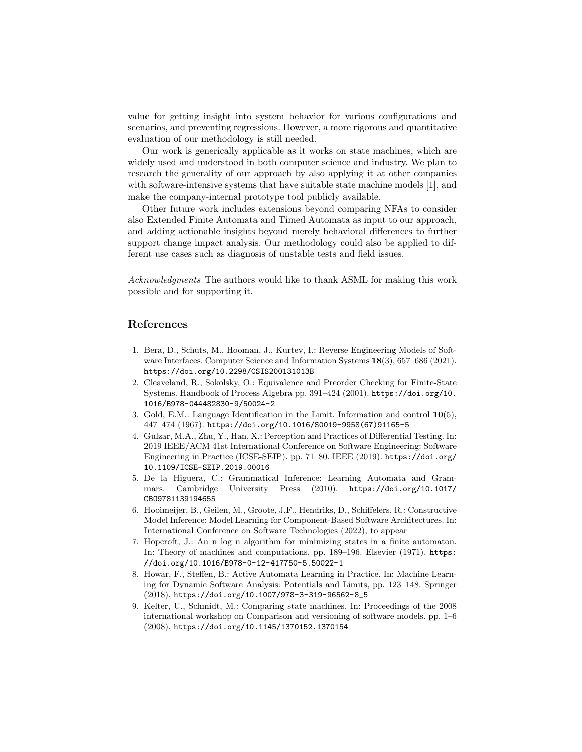value for getting insight into system behavior for various configurations and scenarios, and preventing regressions. However, a more rigorous and quantitative evaluation of our methodology is still needed.

Our work is generically applicable as it works on state machines, which are widely used and understood in both computer science and industry. We plan to research the generality of our approach by also applying it at other companies with software-intensive systems that have suitable state machine models [1], and make the company-internal prototype tool publicly available.

Other future work includes extensions beyond comparing NFAs to consider also Extended Finite Automata and Timed Automata as input to our approach, and adding actionable insights beyond merely behavioral differences to further support change impact analysis. Our methodology could also be applied to different use cases such as diagnosis of unstable tests and field issues.

*Acknowledgments* The authors would like to thank ASML for making this work possible and for supporting it.

## References

1. Bera, D., Schuts, M., Hooman, J., Kurtev, I.: Reverse Engineering Models of Software Interfaces. Computer Science and Information Systems **18**(3), 657–686 (2021). https://doi.org/10.2298/CSIS200131013B
2. Cleaveland, R., Sokolsky, O.: Equivalence and Preorder Checking for Finite-State Systems. Handbook of Process Algebra pp. 391–424 (2001). https://doi.org/10.1016/B978-044482830-9/50024-2
3. Gold, E.M.: Language Identification in the Limit. Information and control **10**(5), 447–474 (1967). https://doi.org/10.1016/S0019-9958(67)91165-5
4. Gulzar, M.A., Zhu, Y., Han, X.: Perception and Practices of Differential Testing. In: 2019 IEEE/ACM 41st International Conference on Software Engineering: Software Engineering in Practice (ICSE-SEIP). pp. 71–80. IEEE (2019). https://doi.org/10.1109/ICSE-SEIP.2019.00016
5. De la Higuera, C.: Grammatical Inference: Learning Automata and Grammars. Cambridge University Press (2010). https://doi.org/10.1017/CBO9781139194655
6. Hooimeijer, B., Geilen, M., Groote, J.F., Hendriks, D., Schiffelers, R.: Constructive Model Inference: Model Learning for Component-Based Software Architectures. In: International Conference on Software Technologies (2022), to appear
7. Hopcroft, J.: An n log n algorithm for minimizing states in a finite automaton. In: Theory of machines and computations, pp. 189–196. Elsevier (1971). https://doi.org/10.1016/B978-0-12-417750-5.50022-1
8. Howar, F., Steffen, B.: Active Automata Learning in Practice. In: Machine Learning for Dynamic Software Analysis: Potentials and Limits, pp. 123–148. Springer (2018). https://doi.org/10.1007/978-3-319-96562-8_5
9. Kelter, U., Schmidt, M.: Comparing state machines. In: Proceedings of the 2008 international workshop on Comparison and versioning of software models. pp. 1–6 (2008). https://doi.org/10.1145/1370152.1370154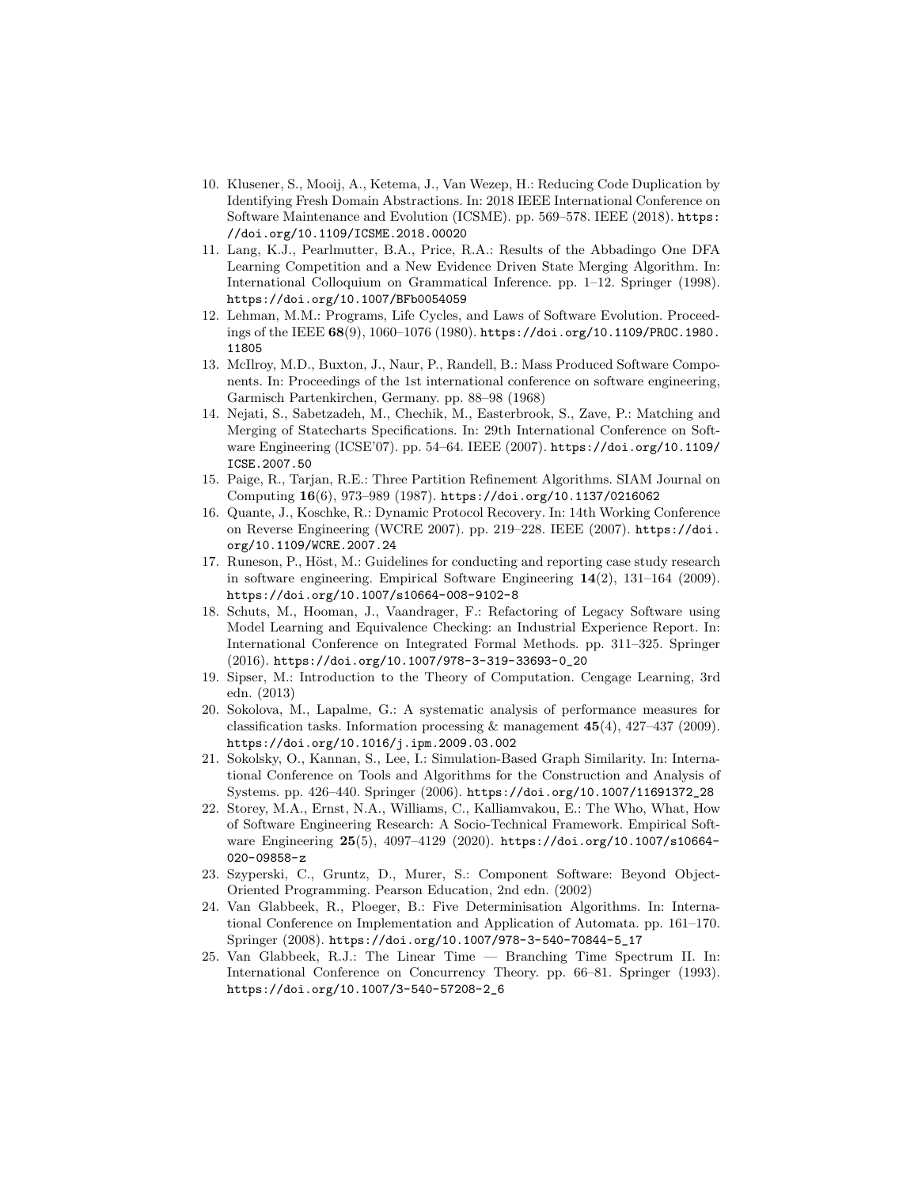10. Klusener, S., Mooij, A., Ketema, J., Van Wezep, H.: Reducing Code Duplication by Identifying Fresh Domain Abstractions. In: 2018 IEEE International Conference on Software Maintenance and Evolution (ICSME). pp. 569–578. IEEE (2018). https://doi.org/10.1109/ICSME.2018.00020
11. Lang, K.J., Pearlmutter, B.A., Price, R.A.: Results of the Abbadingo One DFA Learning Competition and a New Evidence Driven State Merging Algorithm. In: International Colloquium on Grammatical Inference. pp. 1–12. Springer (1998). https://doi.org/10.1007/BFb0054059
12. Lehman, M.M.: Programs, Life Cycles, and Laws of Software Evolution. Proceedings of the IEEE **68**(9), 1060–1076 (1980). https://doi.org/10.1109/PROC.1980.11805
13. McIlroy, M.D., Buxton, J., Naur, P., Randell, B.: Mass Produced Software Components. In: Proceedings of the 1st international conference on software engineering, Garmisch Partenkirchen, Germany. pp. 88–98 (1968)
14. Nejati, S., Sabetzadeh, M., Chechik, M., Easterbrook, S., Zave, P.: Matching and Merging of Statecharts Specifications. In: 29th International Conference on Software Engineering (ICSE'07). pp. 54–64. IEEE (2007). https://doi.org/10.1109/ICSE.2007.50
15. Paige, R., Tarjan, R.E.: Three Partition Refinement Algorithms. SIAM Journal on Computing **16**(6), 973–989 (1987). https://doi.org/10.1137/0216062
16. Quante, J., Koschke, R.: Dynamic Protocol Recovery. In: 14th Working Conference on Reverse Engineering (WCRE 2007). pp. 219–228. IEEE (2007). https://doi.org/10.1109/WCRE.2007.24
17. Runeson, P., Höst, M.: Guidelines for conducting and reporting case study research in software engineering. Empirical Software Engineering **14**(2), 131–164 (2009). https://doi.org/10.1007/s10664-008-9102-8
18. Schuts, M., Hooman, J., Vaandrager, F.: Refactoring of Legacy Software using Model Learning and Equivalence Checking: an Industrial Experience Report. In: International Conference on Integrated Formal Methods. pp. 311–325. Springer (2016). https://doi.org/10.1007/978-3-319-33693-0_20
19. Sipser, M.: Introduction to the Theory of Computation. Cengage Learning, 3rd edn. (2013)
20. Sokolova, M., Lapalme, G.: A systematic analysis of performance measures for classification tasks. Information processing & management **45**(4), 427–437 (2009). https://doi.org/10.1016/j.ipm.2009.03.002
21. Sokolsky, O., Kannan, S., Lee, I.: Simulation-Based Graph Similarity. In: International Conference on Tools and Algorithms for the Construction and Analysis of Systems. pp. 426–440. Springer (2006). https://doi.org/10.1007/11691372_28
22. Storey, M.A., Ernst, N.A., Williams, C., Kalliamvakou, E.: The Who, What, How of Software Engineering Research: A Socio-Technical Framework. Empirical Software Engineering **25**(5), 4097–4129 (2020). https://doi.org/10.1007/s10664-020-09858-z
23. Szyperski, C., Gruntz, D., Murer, S.: Component Software: Beyond Object-Oriented Programming. Pearson Education, 2nd edn. (2002)
24. Van Glabbeek, R., Ploeger, B.: Five Determinisation Algorithms. In: International Conference on Implementation and Application of Automata. pp. 161–170. Springer (2008). https://doi.org/10.1007/978-3-540-70844-5_17
25. Van Glabbeek, R.J.: The Linear Time — Branching Time Spectrum II. In: International Conference on Concurrency Theory. pp. 66–81. Springer (1993). https://doi.org/10.1007/3-540-57208-2_6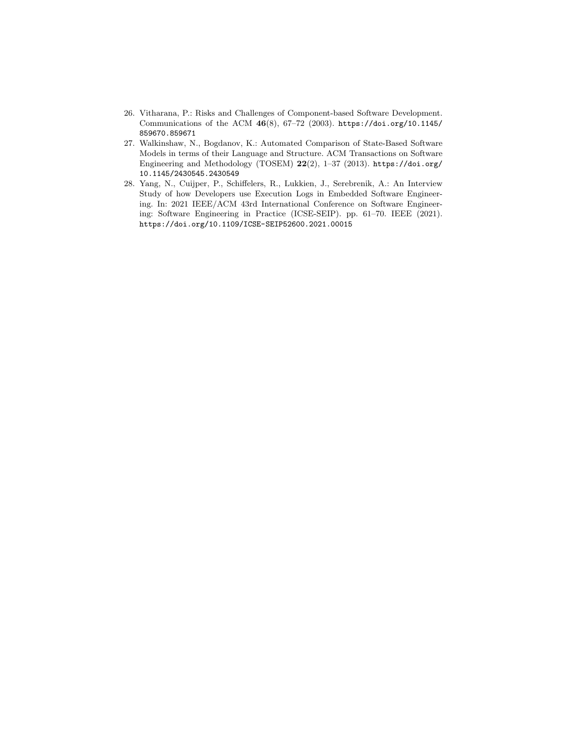26. Vitharana, P.: Risks and Challenges of Component-based Software Development. Communications of the ACM **46**(8), 67–72 (2003). https://doi.org/10.1145/859670.859671
27. Walkinshaw, N., Bogdanov, K.: Automated Comparison of State-Based Software Models in terms of their Language and Structure. ACM Transactions on Software Engineering and Methodology (TOSEM) **22**(2), 1–37 (2013). https://doi.org/10.1145/2430545.2430549
28. Yang, N., Cuijper, P., Schiffelers, R., Lukkien, J., Serebrenik, A.: An Interview Study of how Developers use Execution Logs in Embedded Software Engineering. In: 2021 IEEE/ACM 43rd International Conference on Software Engineering: Software Engineering in Practice (ICSE-SEIP). pp. 61–70. IEEE (2021). https://doi.org/10.1109/ICSE-SEIP52600.2021.00015